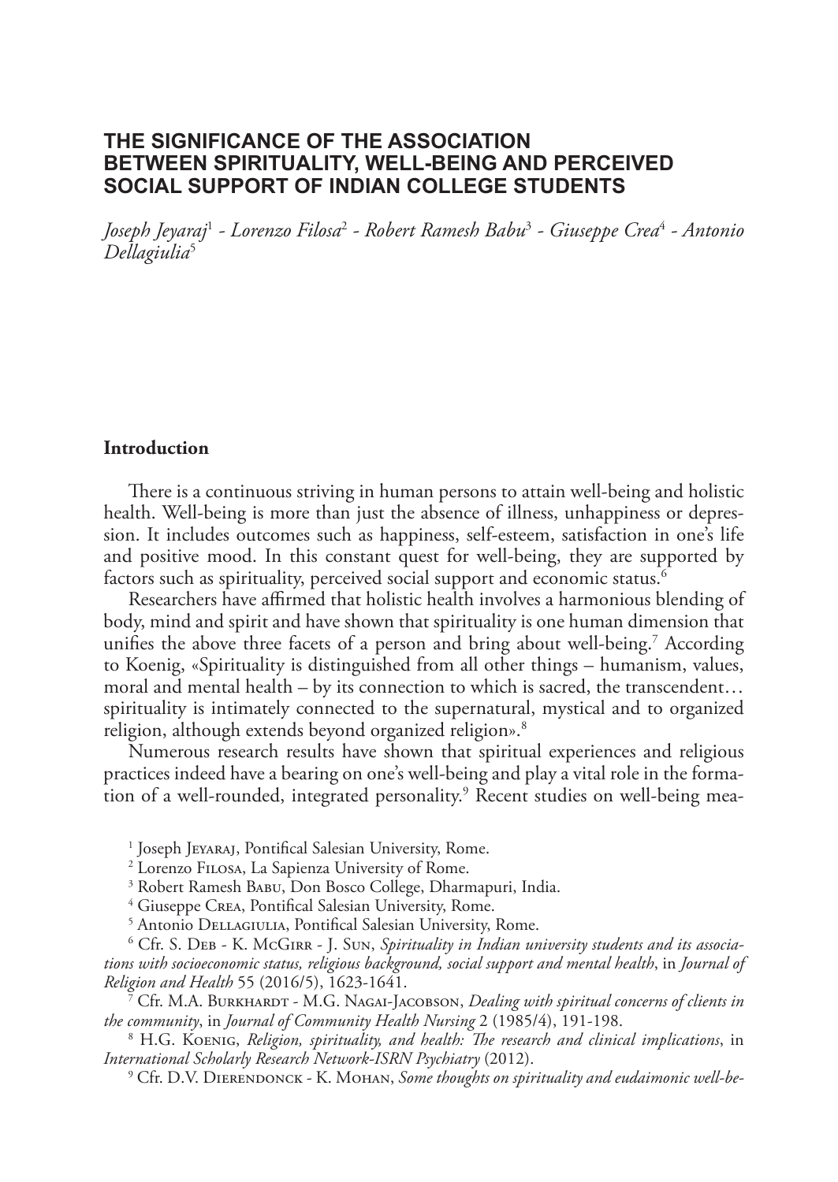# THE SIGNIFICANCE OF THE ASSOCIATION BETWEEN SPIRITUALITY, WELL-BEING AND PERCEIVED SOCIAL SUPPORT OF INDIAN COLLEGE STUDENTS

*Joseph Jeyaraj*[1] *- Lorenzo Filosa*[2] *- Robert Ramesh Babu*[3] *- Giuseppe Crea*[4] *- Antonio Dellagiulia*[5]

## Introduction

There is a continuous striving in human persons to attain well-being and holistic health. Well-being is more than just the absence of illness, unhappiness or depression. It includes outcomes such as happiness, self-esteem, satisfaction in one's life and positive mood. In this constant quest for well-being, they are supported by factors such as spirituality, perceived social support and economic status.[6]

Researchers have affirmed that holistic health involves a harmonious blending of body, mind and spirit and have shown that spirituality is one human dimension that unifies the above three facets of a person and bring about well-being.[7] According to Koenig, «Spirituality is distinguished from all other things – humanism, values, moral and mental health – by its connection to which is sacred, the transcendent… spirituality is intimately connected to the supernatural, mystical and to organized religion, although extends beyond organized religion».[8]

Numerous research results have shown that spiritual experiences and religious practices indeed have a bearing on one's well-being and play a vital role in the formation of a well-rounded, integrated personality.[9] Recent studies on well-being mea-

---

[1] Joseph Jeyaraj, Pontifical Salesian University, Rome.

[2] Lorenzo Filosa, La Sapienza University of Rome.

[3] Robert Ramesh Babu, Don Bosco College, Dharmapuri, India.

[4] Giuseppe Crea, Pontifical Salesian University, Rome.

[5] Antonio Dellagiulia, Pontifical Salesian University, Rome.

[6] Cfr. S. Deb - K. McGirr - J. Sun, *Spirituality in Indian university students and its associations with socioeconomic status, religious background, social support and mental health*, in *Journal of Religion and Health* 55 (2016/5), 1623-1641.

[7] Cfr. M.A. Burkhardt - M.G. Nagai-Jacobson, *Dealing with spiritual concerns of clients in the community*, in *Journal of Community Health Nursing* 2 (1985/4), 191-198.

[8] H.G. Koenig, *Religion, spirituality, and health: The research and clinical implications*, in *International Scholarly Research Network-ISRN Psychiatry* (2012).

[9] Cfr. D.V. Dierendonck - K. Mohan, *Some thoughts on spirituality and eudaimonic well-be-*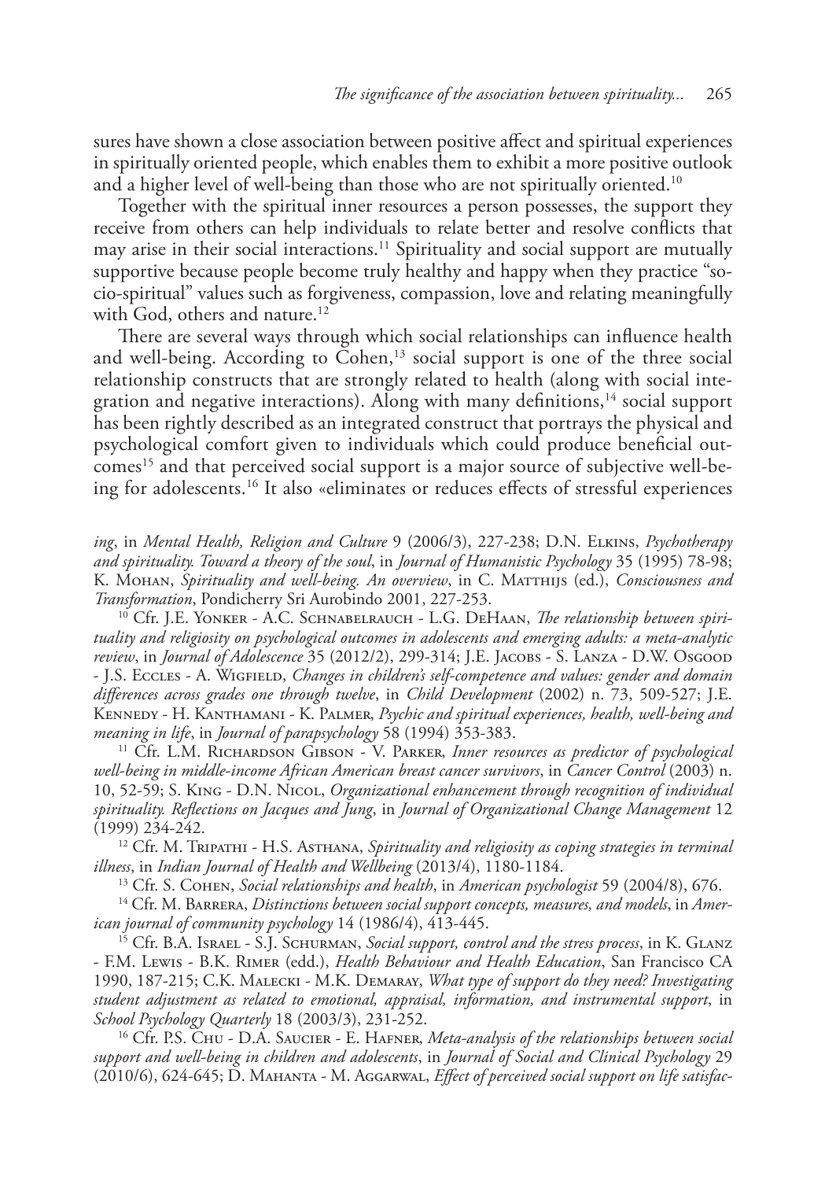sures have shown a close association between positive affect and spiritual experiences in spiritually oriented people, which enables them to exhibit a more positive outlook and a higher level of well-being than those who are not spiritually oriented.[10]

Together with the spiritual inner resources a person possesses, the support they receive from others can help individuals to relate better and resolve conflicts that may arise in their social interactions.[11] Spirituality and social support are mutually supportive because people become truly healthy and happy when they practice "socio-spiritual" values such as forgiveness, compassion, love and relating meaningfully with God, others and nature.[12]

There are several ways through which social relationships can influence health and well-being. According to Cohen,[13] social support is one of the three social relationship constructs that are strongly related to health (along with social integration and negative interactions). Along with many definitions,[14] social support has been rightly described as an integrated construct that portrays the physical and psychological comfort given to individuals which could produce beneficial outcomes[15] and that perceived social support is a major source of subjective well-being for adolescents.[16] It also «eliminates or reduces effects of stressful experiences

---

*ing*, in *Mental Health, Religion and Culture* 9 (2006/3), 227-238; D.N. Elkins, *Psychotherapy and spirituality. Toward a theory of the soul*, in *Journal of Humanistic Psychology* 35 (1995) 78-98; K. Mohan, *Spirituality and well-being. An overview*, in C. Matthijs (ed.), *Consciousness and Transformation*, Pondicherry Sri Aurobindo 2001, 227-253.

[10] Cfr. J.E. Yonker - A.C. Schnabelrauch - L.G. DeHaan, *The relationship between spirituality and religiosity on psychological outcomes in adolescents and emerging adults: a meta-analytic review*, in *Journal of Adolescence* 35 (2012/2), 299-314; J.E. Jacobs - S. Lanza - D.W. Osgood - J.S. Eccles - A. Wigfield, *Changes in children's self-competence and values: gender and domain differences across grades one through twelve*, in *Child Development* (2002) n. 73, 509-527; J.E. Kennedy - H. Kanthamani - K. Palmer, *Psychic and spiritual experiences, health, well-being and meaning in life*, in *Journal of parapsychology* 58 (1994) 353-383.

[11] Cfr. L.M. Richardson Gibson - V. Parker, *Inner resources as predictor of psychological well-being in middle-income African American breast cancer survivors*, in *Cancer Control* (2003) n. 10, 52-59; S. King - D.N. Nicol, *Organizational enhancement through recognition of individual spirituality. Reflections on Jacques and Jung*, in *Journal of Organizational Change Management* 12 (1999) 234-242.

[12] Cfr. M. Tripathi - H.S. Asthana, *Spirituality and religiosity as coping strategies in terminal illness*, in *Indian Journal of Health and Wellbeing* (2013/4), 1180-1184.

[13] Cfr. S. Cohen, *Social relationships and health*, in *American psychologist* 59 (2004/8), 676.

[14] Cfr. M. Barrera, *Distinctions between social support concepts, measures, and models*, in *American journal of community psychology* 14 (1986/4), 413-445.

[15] Cfr. B.A. Israel - S.J. Schurman, *Social support, control and the stress process*, in K. Glanz - F.M. Lewis - B.K. Rimer (edd.), *Health Behaviour and Health Education*, San Francisco CA 1990, 187-215; C.K. Malecki - M.K. Demaray, *What type of support do they need? Investigating student adjustment as related to emotional, appraisal, information, and instrumental support*, in *School Psychology Quarterly* 18 (2003/3), 231-252.

[16] Cfr. P.S. Chu - D.A. Saucier - E. Hafner, *Meta-analysis of the relationships between social support and well-being in children and adolescents*, in *Journal of Social and Clinical Psychology* 29 (2010/6), 624-645; D. Mahanta - M. Aggarwal, *Effect of perceived social support on life satisfac-*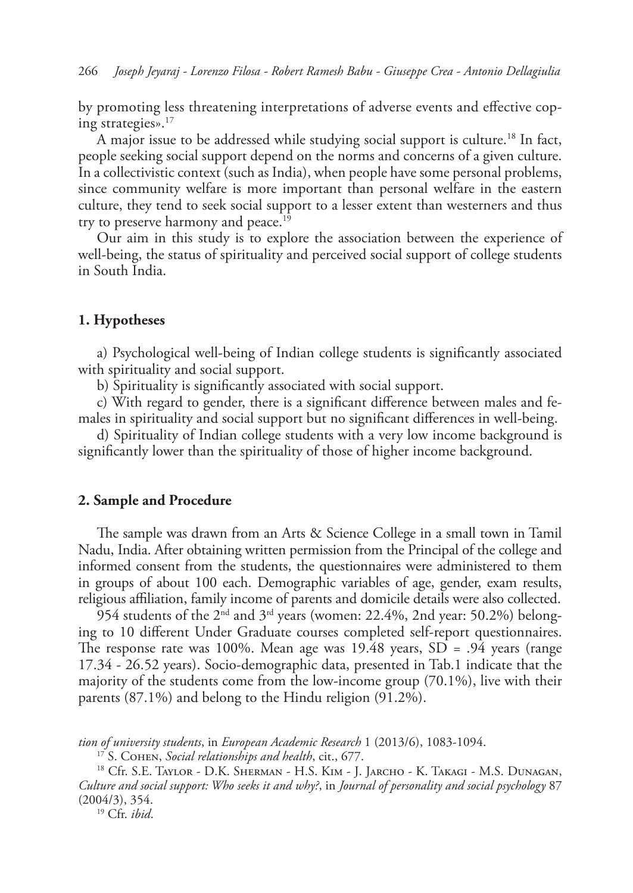by promoting less threatening interpretations of adverse events and effective coping strategies».[17]

A major issue to be addressed while studying social support is culture.[18] In fact, people seeking social support depend on the norms and concerns of a given culture. In a collectivistic context (such as India), when people have some personal problems, since community welfare is more important than personal welfare in the eastern culture, they tend to seek social support to a lesser extent than westerners and thus try to preserve harmony and peace.[19]

Our aim in this study is to explore the association between the experience of well-being, the status of spirituality and perceived social support of college students in South India.

## 1. Hypotheses

a) Psychological well-being of Indian college students is significantly associated with spirituality and social support.

b) Spirituality is significantly associated with social support.

c) With regard to gender, there is a significant difference between males and females in spirituality and social support but no significant differences in well-being.

d) Spirituality of Indian college students with a very low income background is significantly lower than the spirituality of those of higher income background.

## 2. Sample and Procedure

The sample was drawn from an Arts & Science College in a small town in Tamil Nadu, India. After obtaining written permission from the Principal of the college and informed consent from the students, the questionnaires were administered to them in groups of about 100 each. Demographic variables of age, gender, exam results, religious affiliation, family income of parents and domicile details were also collected.

954 students of the 2nd and 3rd years (women: 22.4%, 2nd year: 50.2%) belonging to 10 different Under Graduate courses completed self-report questionnaires. The response rate was 100%. Mean age was 19.48 years, SD = .94 years (range 17.34 - 26.52 years). Socio-demographic data, presented in Tab.1 indicate that the majority of the students come from the low-income group (70.1%), live with their parents (87.1%) and belong to the Hindu religion (91.2%).

---

*tion of university students*, in *European Academic Research* 1 (2013/6), 1083-1094.

[17] S. Cohen, *Social relationships and health*, cit., 677.

[18] Cfr. S.E. Taylor - D.K. Sherman - H.S. Kim - J. Jarcho - K. Takagi - M.S. Dunagan, *Culture and social support: Who seeks it and why?*, in *Journal of personality and social psychology* 87 (2004/3), 354.

[19] Cfr. *ibid*.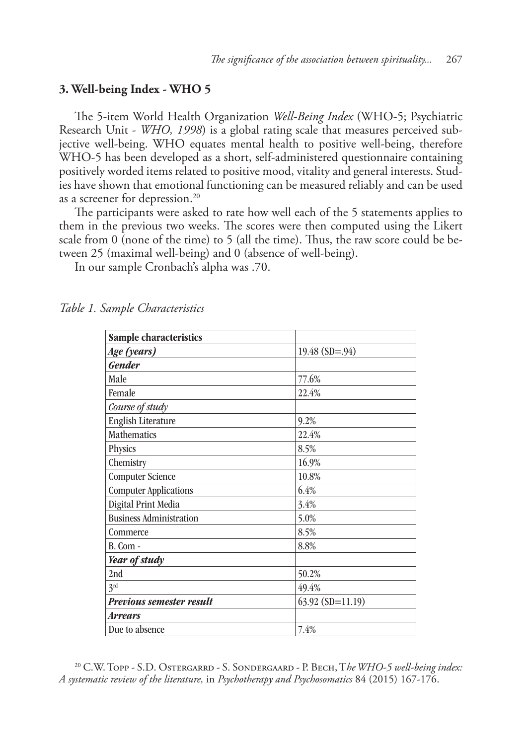### 3. Well-being Index - WHO 5

The 5-item World Health Organization *Well-Being Index* (WHO-5; Psychiatric Research Unit - *WHO, 1998*) is a global rating scale that measures perceived subjective well-being. WHO equates mental health to positive well-being, therefore WHO-5 has been developed as a short, self-administered questionnaire containing positively worded items related to positive mood, vitality and general interests. Studies have shown that emotional functioning can be measured reliably and can be used as a screener for depression.[20]

The participants were asked to rate how well each of the 5 statements applies to them in the previous two weeks. The scores were then computed using the Likert scale from 0 (none of the time) to 5 (all the time). Thus, the raw score could be between 25 (maximal well-being) and 0 (absence of well-being).

In our sample Cronbach's alpha was .70.

*Table 1. Sample Characteristics*

| **Sample characteristics** | |
|---|---|
| ***Age (years)*** | 19.48 (SD=.94) |
| ***Gender*** | |
| Male | 77.6% |
| Female | 22.4% |
| *Course of study* | |
| English Literature | 9.2% |
| Mathematics | 22.4% |
| Physics | 8.5% |
| Chemistry | 16.9% |
| Computer Science | 10.8% |
| Computer Applications | 6.4% |
| Digital Print Media | 3.4% |
| Business Administration | 5.0% |
| Commerce | 8.5% |
| B. Com - | 8.8% |
| ***Year of study*** | |
| 2nd | 50.2% |
| 3rd | 49.4% |
| ***Previous semester result*** | 63.92 (SD=11.19) |
| ***Arrears*** | |
| Due to absence | 7.4% |

[20] C.W. Topp - S.D. Ostergarrd - S. Sondergaard - P. Bech, *The WHO-5 well-being index: A systematic review of the literature,* in *Psychotherapy and Psychosomatics* 84 (2015) 167-176.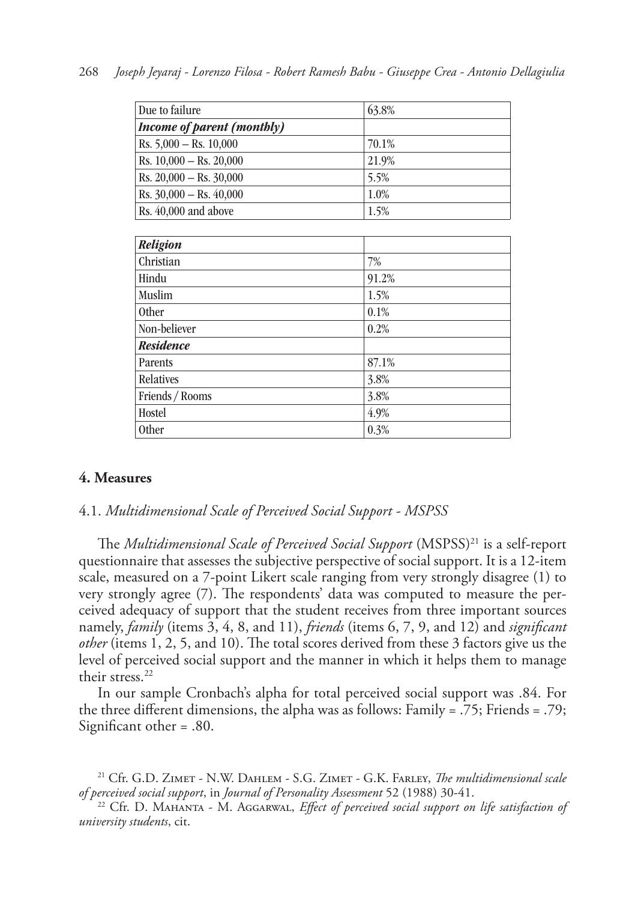| | |
|---|---|
| Due to failure | 63.8% |
| ***Income of parent (monthly)*** | |
| Rs. 5,000 – Rs. 10,000 | 70.1% |
| Rs. 10,000 – Rs. 20,000 | 21.9% |
| Rs. 20,000 – Rs. 30,000 | 5.5% |
| Rs. 30,000 – Rs. 40,000 | 1.0% |
| Rs. 40,000 and above | 1.5% |

| | |
|---|---|
| ***Religion*** | |
| Christian | 7% |
| Hindu | 91.2% |
| Muslim | 1.5% |
| Other | 0.1% |
| Non-believer | 0.2% |
| ***Residence*** | |
| Parents | 87.1% |
| Relatives | 3.8% |
| Friends / Rooms | 3.8% |
| Hostel | 4.9% |
| Other | 0.3% |

## 4. Measures

### 4.1. *Multidimensional Scale of Perceived Social Support - MSPSS*

The *Multidimensional Scale of Perceived Social Support* (MSPSS)[21] is a self-report questionnaire that assesses the subjective perspective of social support. It is a 12-item scale, measured on a 7-point Likert scale ranging from very strongly disagree (1) to very strongly agree (7). The respondents' data was computed to measure the perceived adequacy of support that the student receives from three important sources namely, *family* (items 3, 4, 8, and 11), *friends* (items 6, 7, 9, and 12) and *significant other* (items 1, 2, 5, and 10). The total scores derived from these 3 factors give us the level of perceived social support and the manner in which it helps them to manage their stress.[22]

In our sample Cronbach's alpha for total perceived social support was .84. For the three different dimensions, the alpha was as follows: Family = .75; Friends = .79; Significant other = .80.

[21] Cfr. G.D. Zimet - N.W. Dahlem - S.G. Zimet - G.K. Farley, *The multidimensional scale of perceived social support*, in *Journal of Personality Assessment* 52 (1988) 30-41.

[22] Cfr. D. Mahanta - M. Aggarwal, *Effect of perceived social support on life satisfaction of university students*, cit.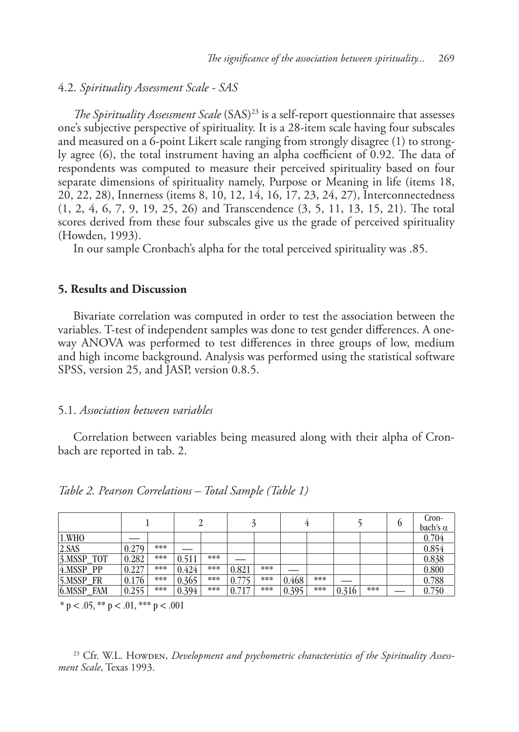### 4.2. *Spirituality Assessment Scale - SAS*

*The Spirituality Assessment Scale* (SAS)[23] is a self-report questionnaire that assesses one's subjective perspective of spirituality. It is a 28-item scale having four subscales and measured on a 6-point Likert scale ranging from strongly disagree (1) to strongly agree (6), the total instrument having an alpha coefficient of 0.92. The data of respondents was computed to measure their perceived spirituality based on four separate dimensions of spirituality namely, Purpose or Meaning in life (items 18, 20, 22, 28), Innerness (items 8, 10, 12, 14, 16, 17, 23, 24, 27), Interconnectedness (1, 2, 4, 6, 7, 9, 19, 25, 26) and Transcendence (3, 5, 11, 13, 15, 21). The total scores derived from these four subscales give us the grade of perceived spirituality (Howden, 1993).

In our sample Cronbach's alpha for the total perceived spirituality was .85.

## 5. Results and Discussion

Bivariate correlation was computed in order to test the association between the variables. T-test of independent samples was done to test gender differences. A one-way ANOVA was performed to test differences in three groups of low, medium and high income background. Analysis was performed using the statistical software SPSS, version 25, and JASP, version 0.8.5.

### 5.1. *Association between variables*

Correlation between variables being measured along with their alpha of Cronbach are reported in tab. 2.

*Table 2. Pearson Correlations – Total Sample (Table 1)*

| | 1 | | 2 | | 3 | | 4 | | 5 | | 6 | Cronbach's α |
|---|---|---|---|---|---|---|---|---|---|---|---|---|
| 1.WHO | — | | | | | | | | | | | 0.704 |
| 2.SAS | 0.279 | *** | — | | | | | | | | | 0.854 |
| 3.MSSP_TOT | 0.282 | *** | 0.511 | *** | — | | | | | | | 0.838 |
| 4.MSSP_PP | 0.227 | *** | 0.424 | *** | 0.821 | *** | — | | | | | 0.800 |
| 5.MSSP_FR | 0.176 | *** | 0.365 | *** | 0.775 | *** | 0.468 | *** | — | | | 0.788 |
| 6.MSSP_FAM | 0.255 | *** | 0.394 | *** | 0.717 | *** | 0.395 | *** | 0.316 | *** | — | 0.750 |

* p < .05, ** p < .01, *** p < .001

[23] Cfr. W.L. Howden, *Development and psychometric characteristics of the Spirituality Assessment Scale*, Texas 1993.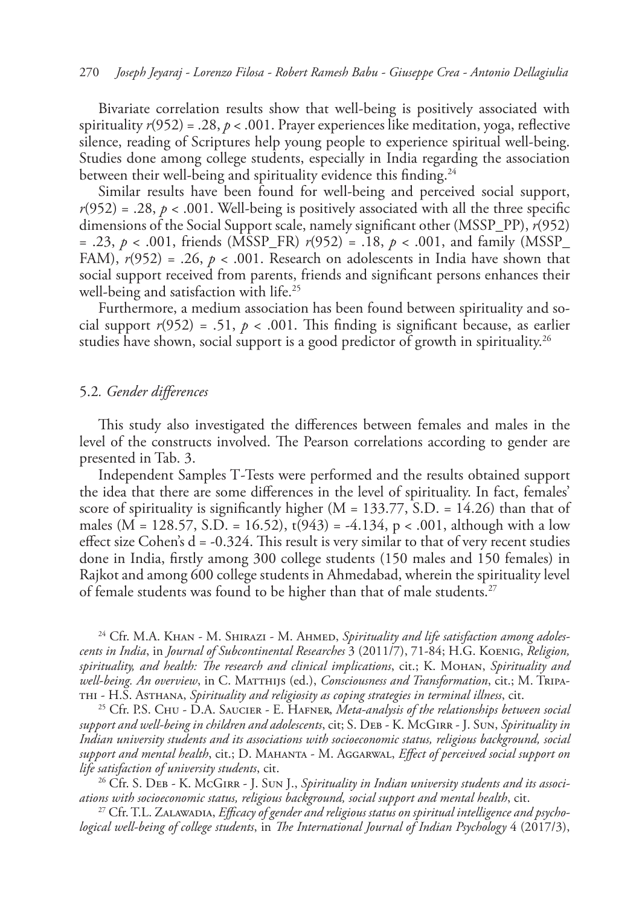Bivariate correlation results show that well-being is positively associated with spirituality $r(952) = .28$, $p < .001$. Prayer experiences like meditation, yoga, reflective silence, reading of Scriptures help young people to experience spiritual well-being. Studies done among college students, especially in India regarding the association between their well-being and spirituality evidence this finding.[24]

Similar results have been found for well-being and perceived social support, $r(952) = .28$, $p < .001$. Well-being is positively associated with all the three specific dimensions of the Social Support scale, namely significant other (MSSP_PP), $r(952) = .23$, $p < .001$, friends (MSSP_FR) $r(952) = .18$, $p < .001$, and family (MSSP_FAM), $r(952) = .26$, $p < .001$. Research on adolescents in India have shown that social support received from parents, friends and significant persons enhances their well-being and satisfaction with life.[25]

Furthermore, a medium association has been found between spirituality and social support $r(952) = .51$, $p < .001$. This finding is significant because, as earlier studies have shown, social support is a good predictor of growth in spirituality.[26]

## 5.2. *Gender differences*

This study also investigated the differences between females and males in the level of the constructs involved. The Pearson correlations according to gender are presented in Tab. 3.

Independent Samples T-Tests were performed and the results obtained support the idea that there are some differences in the level of spirituality. In fact, females' score of spirituality is significantly higher (M = 133.77, S.D. = 14.26) than that of males (M = 128.57, S.D. = 16.52), $t(943) = -4.134$, $p < .001$, although with a low effect size Cohen's $d = -0.324$. This result is very similar to that of very recent studies done in India, firstly among 300 college students (150 males and 150 females) in Rajkot and among 600 college students in Ahmedabad, wherein the spirituality level of female students was found to be higher than that of male students.[27]

---

[24] Cfr. M.A. Khan - M. Shirazi - M. Ahmed, *Spirituality and life satisfaction among adolescents in India*, in *Journal of Subcontinental Researches* 3 (2011/7), 71-84; H.G. Koenig, *Religion, spirituality, and health: The research and clinical implications*, cit.; K. Mohan, *Spirituality and well-being. An overview*, in C. Matthijs (ed.), *Consciousness and Transformation*, cit.; M. Tripathi - H.S. Asthana, *Spirituality and religiosity as coping strategies in terminal illness*, cit.

[25] Cfr. P.S. Chu - D.A. Saucier - E. Hafner, *Meta-analysis of the relationships between social support and well-being in children and adolescents*, cit; S. Deb - K. McGirr - J. Sun, *Spirituality in Indian university students and its associations with socioeconomic status, religious background, social support and mental health*, cit.; D. Mahanta - M. Aggarwal, *Effect of perceived social support on life satisfaction of university students*, cit.

[26] Cfr. S. Deb - K. McGirr - J. Sun J., *Spirituality in Indian university students and its associations with socioeconomic status, religious background, social support and mental health*, cit.

[27] Cfr. T.L. Zalawadia, *Efficacy of gender and religious status on spiritual intelligence and psychological well-being of college students*, in *The International Journal of Indian Psychology* 4 (2017/3),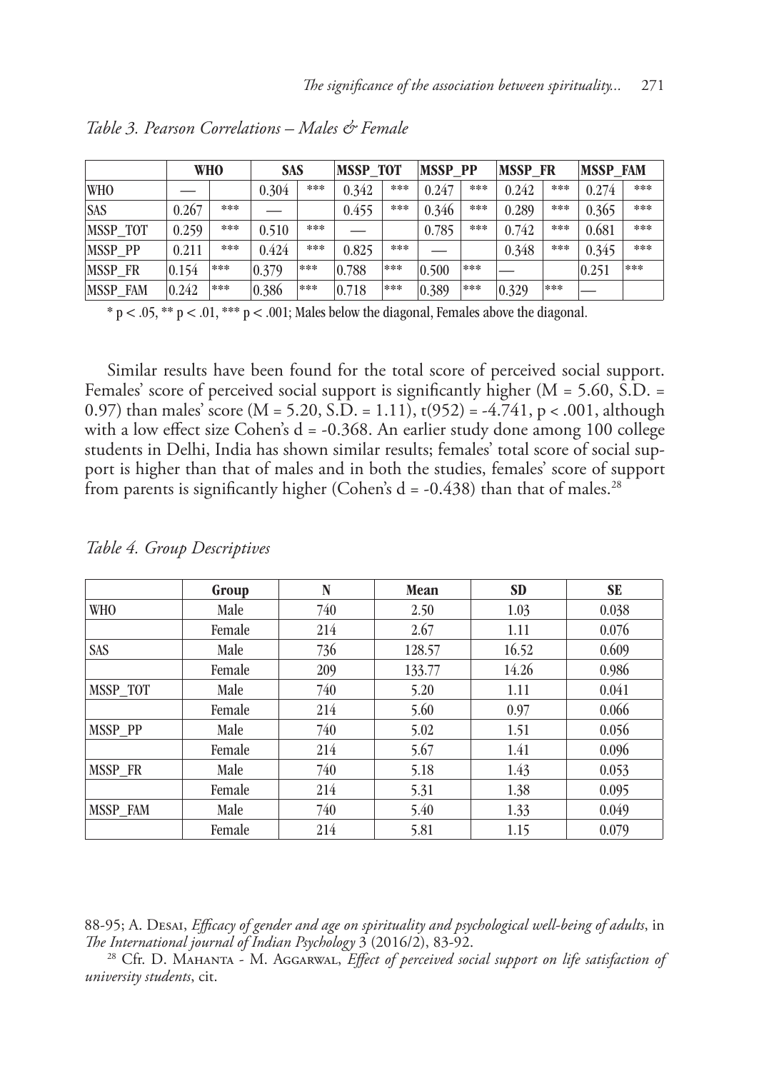*Table 3. Pearson Correlations – Males & Female*

| | WHO | | SAS | | MSSP_TOT | | MSSP_PP | | MSSP_FR | | MSSP_FAM | |
|---|---|---|---|---|---|---|---|---|---|---|---|---|
| WHO | — | | 0.304 | *** | 0.342 | *** | 0.247 | *** | 0.242 | *** | 0.274 | *** |
| SAS | 0.267 | *** | — | | 0.455 | *** | 0.346 | *** | 0.289 | *** | 0.365 | *** |
| MSSP_TOT | 0.259 | *** | 0.510 | *** | — | | 0.785 | *** | 0.742 | *** | 0.681 | *** |
| MSSP_PP | 0.211 | *** | 0.424 | *** | 0.825 | *** | — | | 0.348 | *** | 0.345 | *** |
| MSSP_FR | 0.154 | *** | 0.379 | *** | 0.788 | *** | 0.500 | *** | — | | 0.251 | *** |
| MSSP_FAM | 0.242 | *** | 0.386 | *** | 0.718 | *** | 0.389 | *** | 0.329 | *** | — | |

\* $p < .05$, \*\* $p < .01$, \*\*\* $p < .001$; Males below the diagonal, Females above the diagonal.

Similar results have been found for the total score of perceived social support. Females' score of perceived social support is significantly higher (M = 5.60, S.D. = 0.97) than males' score (M = 5.20, S.D. = 1.11), $t(952) = -4.741$, $p < .001$, although with a low effect size Cohen's d = -0.368. An earlier study done among 100 college students in Delhi, India has shown similar results; females' total score of social support is higher than that of males and in both the studies, females' score of support from parents is significantly higher (Cohen's d = -0.438) than that of males.[28]

*Table 4. Group Descriptives*

| | Group | N | Mean | SD | SE |
|---|---|---|---|---|---|
| WHO | Male | 740 | 2.50 | 1.03 | 0.038 |
| | Female | 214 | 2.67 | 1.11 | 0.076 |
| SAS | Male | 736 | 128.57 | 16.52 | 0.609 |
| | Female | 209 | 133.77 | 14.26 | 0.986 |
| MSSP_TOT | Male | 740 | 5.20 | 1.11 | 0.041 |
| | Female | 214 | 5.60 | 0.97 | 0.066 |
| MSSP_PP | Male | 740 | 5.02 | 1.51 | 0.056 |
| | Female | 214 | 5.67 | 1.41 | 0.096 |
| MSSP_FR | Male | 740 | 5.18 | 1.43 | 0.053 |
| | Female | 214 | 5.31 | 1.38 | 0.095 |
| MSSP_FAM | Male | 740 | 5.40 | 1.33 | 0.049 |
| | Female | 214 | 5.81 | 1.15 | 0.079 |

88-95; A. Desai, *Efficacy of gender and age on spirituality and psychological well-being of adults*, in *The International journal of Indian Psychology* 3 (2016/2), 83-92.

[28] Cfr. D. Mahanta - M. Aggarwal, *Effect of perceived social support on life satisfaction of university students*, cit.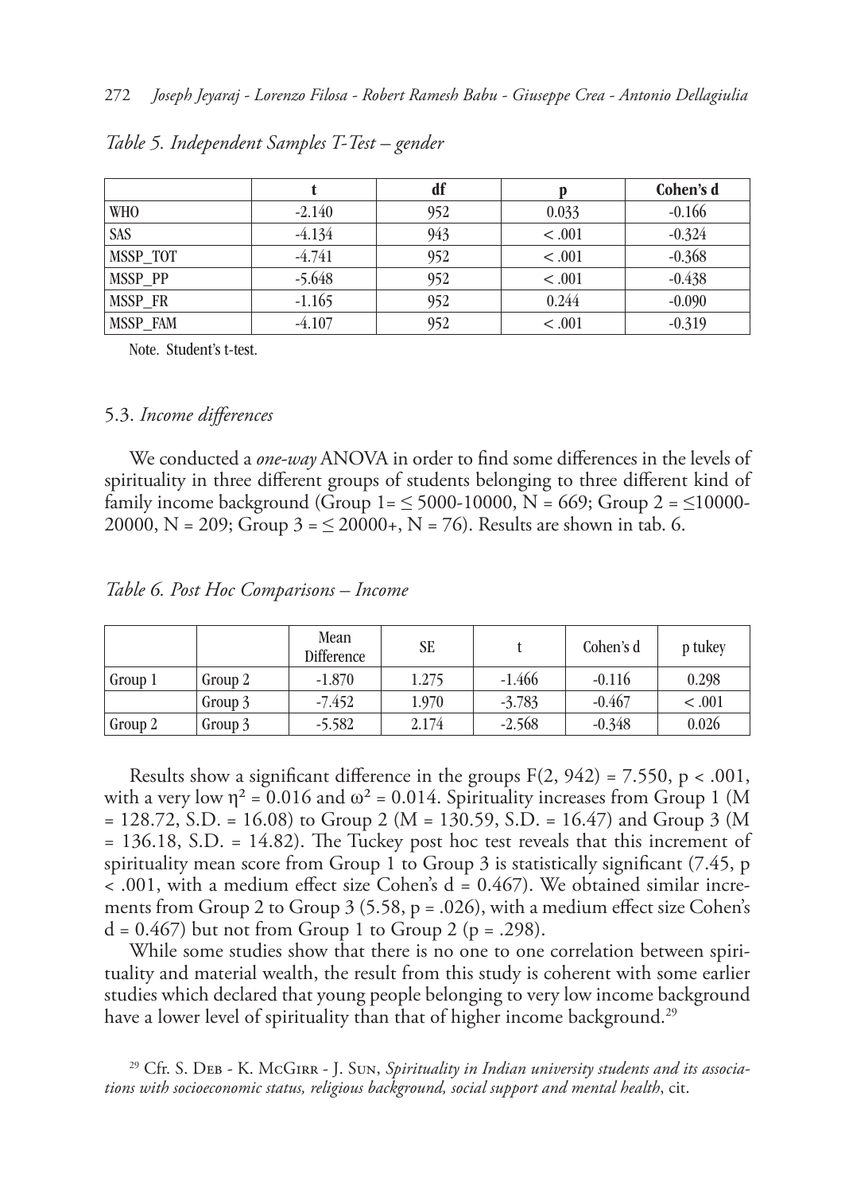*Table 5. Independent Samples T-Test – gender*

| | t | df | p | Cohen's d |
|---|---|---|---|---|
| WHO | -2.140 | 952 | 0.033 | -0.166 |
| SAS | -4.134 | 943 | < .001 | -0.324 |
| MSSP_TOT | -4.741 | 952 | < .001 | -0.368 |
| MSSP_PP | -5.648 | 952 | < .001 | -0.438 |
| MSSP_FR | -1.165 | 952 | 0.244 | -0.090 |
| MSSP_FAM | -4.107 | 952 | < .001 | -0.319 |

Note. Student's t-test.

### 5.3. *Income differences*

We conducted a *one-way* ANOVA in order to find some differences in the levels of spirituality in three different groups of students belonging to three different kind of family income background (Group 1= ≤ 5000-10000, N = 669; Group 2 = ≤10000-20000, N = 209; Group 3 = ≤ 20000+, N = 76). Results are shown in tab. 6.

*Table 6. Post Hoc Comparisons – Income*

| | | Mean Difference | SE | t | Cohen's d | p tukey |
|---|---|---|---|---|---|---|
| Group 1 | Group 2 | -1.870 | 1.275 | -1.466 | -0.116 | 0.298 |
| | Group 3 | -7.452 | 1.970 | -3.783 | -0.467 | < .001 |
| Group 2 | Group 3 | -5.582 | 2.174 | -2.568 | -0.348 | 0.026 |

Results show a significant difference in the groups $F(2, 942) = 7.550$, $p < .001$, with a very low $\eta^2 = 0.016$ and $\omega^2 = 0.014$. Spirituality increases from Group 1 (M = 128.72, S.D. = 16.08) to Group 2 (M = 130.59, S.D. = 16.47) and Group 3 (M = 136.18, S.D. = 14.82). The Tuckey post hoc test reveals that this increment of spirituality mean score from Group 1 to Group 3 is statistically significant (7.45, $p < .001$, with a medium effect size Cohen's d = 0.467). We obtained similar increments from Group 2 to Group 3 (5.58, $p = .026$), with a medium effect size Cohen's d = 0.467) but not from Group 1 to Group 2 ($p = .298$).

While some studies show that there is no one to one correlation between spirituality and material wealth, the result from this study is coherent with some earlier studies which declared that young people belonging to very low income background have a lower level of spirituality than that of higher income background.[29]

[29] Cfr. S. Deb - K. McGirr - J. Sun, *Spirituality in Indian university students and its associations with socioeconomic status, religious background, social support and mental health*, cit.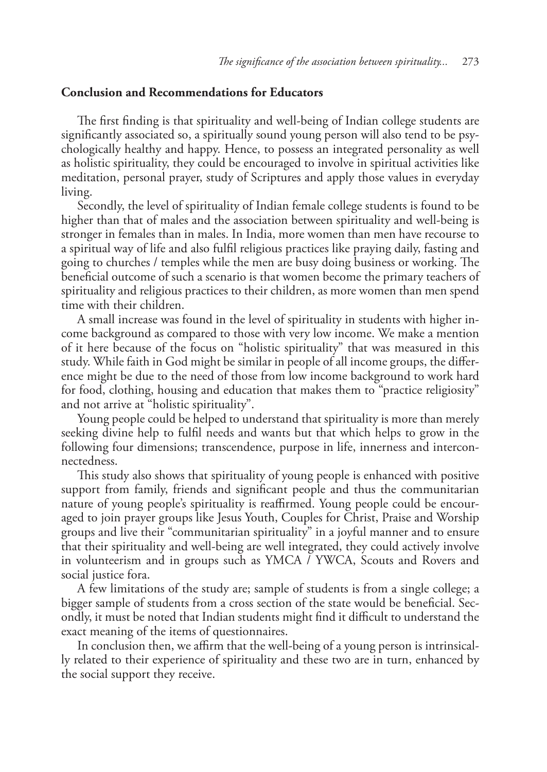## Conclusion and Recommendations for Educators

The first finding is that spirituality and well-being of Indian college students are significantly associated so, a spiritually sound young person will also tend to be psychologically healthy and happy. Hence, to possess an integrated personality as well as holistic spirituality, they could be encouraged to involve in spiritual activities like meditation, personal prayer, study of Scriptures and apply those values in everyday living.

Secondly, the level of spirituality of Indian female college students is found to be higher than that of males and the association between spirituality and well-being is stronger in females than in males. In India, more women than men have recourse to a spiritual way of life and also fulfil religious practices like praying daily, fasting and going to churches / temples while the men are busy doing business or working. The beneficial outcome of such a scenario is that women become the primary teachers of spirituality and religious practices to their children, as more women than men spend time with their children.

A small increase was found in the level of spirituality in students with higher income background as compared to those with very low income. We make a mention of it here because of the focus on "holistic spirituality" that was measured in this study. While faith in God might be similar in people of all income groups, the difference might be due to the need of those from low income background to work hard for food, clothing, housing and education that makes them to "practice religiosity" and not arrive at "holistic spirituality".

Young people could be helped to understand that spirituality is more than merely seeking divine help to fulfil needs and wants but that which helps to grow in the following four dimensions; transcendence, purpose in life, innerness and interconnectedness.

This study also shows that spirituality of young people is enhanced with positive support from family, friends and significant people and thus the communitarian nature of young people's spirituality is reaffirmed. Young people could be encouraged to join prayer groups like Jesus Youth, Couples for Christ, Praise and Worship groups and live their "communitarian spirituality" in a joyful manner and to ensure that their spirituality and well-being are well integrated, they could actively involve in volunteerism and in groups such as YMCA / YWCA, Scouts and Rovers and social justice fora.

A few limitations of the study are; sample of students is from a single college; a bigger sample of students from a cross section of the state would be beneficial. Secondly, it must be noted that Indian students might find it difficult to understand the exact meaning of the items of questionnaires.

In conclusion then, we affirm that the well-being of a young person is intrinsically related to their experience of spirituality and these two are in turn, enhanced by the social support they receive.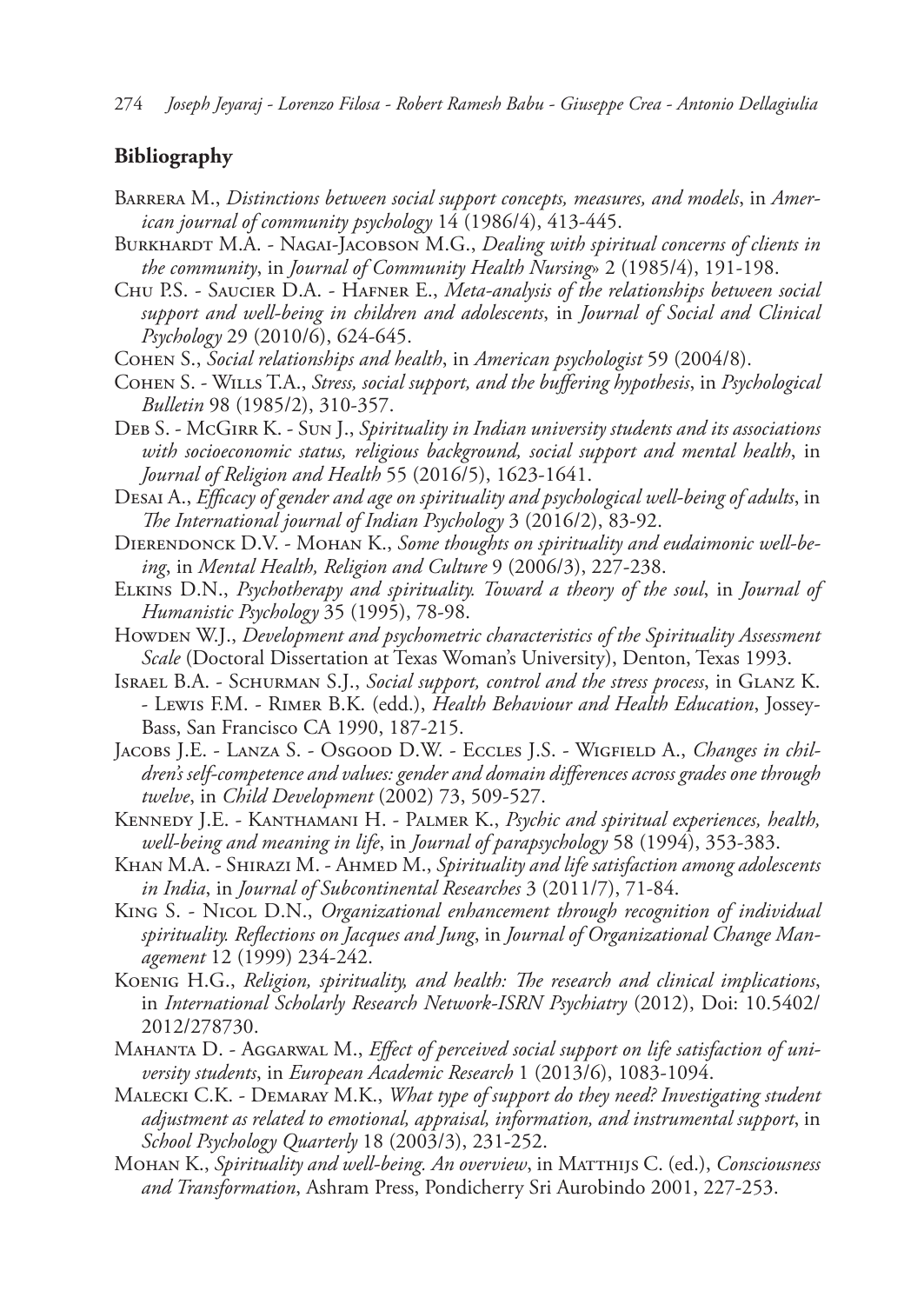## Bibliography

Barrera M., *Distinctions between social support concepts, measures, and models*, in *American journal of community psychology* 14 (1986/4), 413-445.

Burkhardt M.A. - Nagai-Jacobson M.G., *Dealing with spiritual concerns of clients in the community*, in *Journal of Community Health Nursing*» 2 (1985/4), 191-198.

Chu P.S. - Saucier D.A. - Hafner E., *Meta-analysis of the relationships between social support and well-being in children and adolescents*, in *Journal of Social and Clinical Psychology* 29 (2010/6), 624-645.

Cohen S., *Social relationships and health*, in *American psychologist* 59 (2004/8).

Cohen S. - Wills T.A., *Stress, social support, and the buffering hypothesis*, in *Psychological Bulletin* 98 (1985/2), 310-357.

Deb S. - McGirr K. - Sun J., *Spirituality in Indian university students and its associations with socioeconomic status, religious background, social support and mental health*, in *Journal of Religion and Health* 55 (2016/5), 1623-1641.

Desai A., *Efficacy of gender and age on spirituality and psychological well-being of adults*, in *The International journal of Indian Psychology* 3 (2016/2), 83-92.

Dierendonck D.V. - Mohan K., *Some thoughts on spirituality and eudaimonic well-being*, in *Mental Health, Religion and Culture* 9 (2006/3), 227-238.

Elkins D.N., *Psychotherapy and spirituality. Toward a theory of the soul*, in *Journal of Humanistic Psychology* 35 (1995), 78-98.

Howden W.J., *Development and psychometric characteristics of the Spirituality Assessment Scale* (Doctoral Dissertation at Texas Woman's University), Denton, Texas 1993.

Israel B.A. - Schurman S.J., *Social support, control and the stress process*, in Glanz K. - Lewis F.M. - Rimer B.K. (edd.), *Health Behaviour and Health Education*, Jossey-Bass, San Francisco CA 1990, 187-215.

Jacobs J.E. - Lanza S. - Osgood D.W. - Eccles J.S. - Wigfield A., *Changes in children's self-competence and values: gender and domain differences across grades one through twelve*, in *Child Development* (2002) 73, 509-527.

Kennedy J.E. - Kanthamani H. - Palmer K., *Psychic and spiritual experiences, health, well-being and meaning in life*, in *Journal of parapsychology* 58 (1994), 353-383.

Khan M.A. - Shirazi M. - Ahmed M., *Spirituality and life satisfaction among adolescents in India*, in *Journal of Subcontinental Researches* 3 (2011/7), 71-84.

King S. - Nicol D.N., *Organizational enhancement through recognition of individual spirituality. Reflections on Jacques and Jung*, in *Journal of Organizational Change Management* 12 (1999) 234-242.

Koenig H.G., *Religion, spirituality, and health: The research and clinical implications*, in *International Scholarly Research Network-ISRN Psychiatry* (2012), Doi: 10.5402/2012/278730.

Mahanta D. - Aggarwal M., *Effect of perceived social support on life satisfaction of university students*, in *European Academic Research* 1 (2013/6), 1083-1094.

Malecki C.K. - Demaray M.K., *What type of support do they need? Investigating student adjustment as related to emotional, appraisal, information, and instrumental support*, in *School Psychology Quarterly* 18 (2003/3), 231-252.

Mohan K., *Spirituality and well-being. An overview*, in Matthijs C. (ed.), *Consciousness and Transformation*, Ashram Press, Pondicherry Sri Aurobindo 2001, 227-253.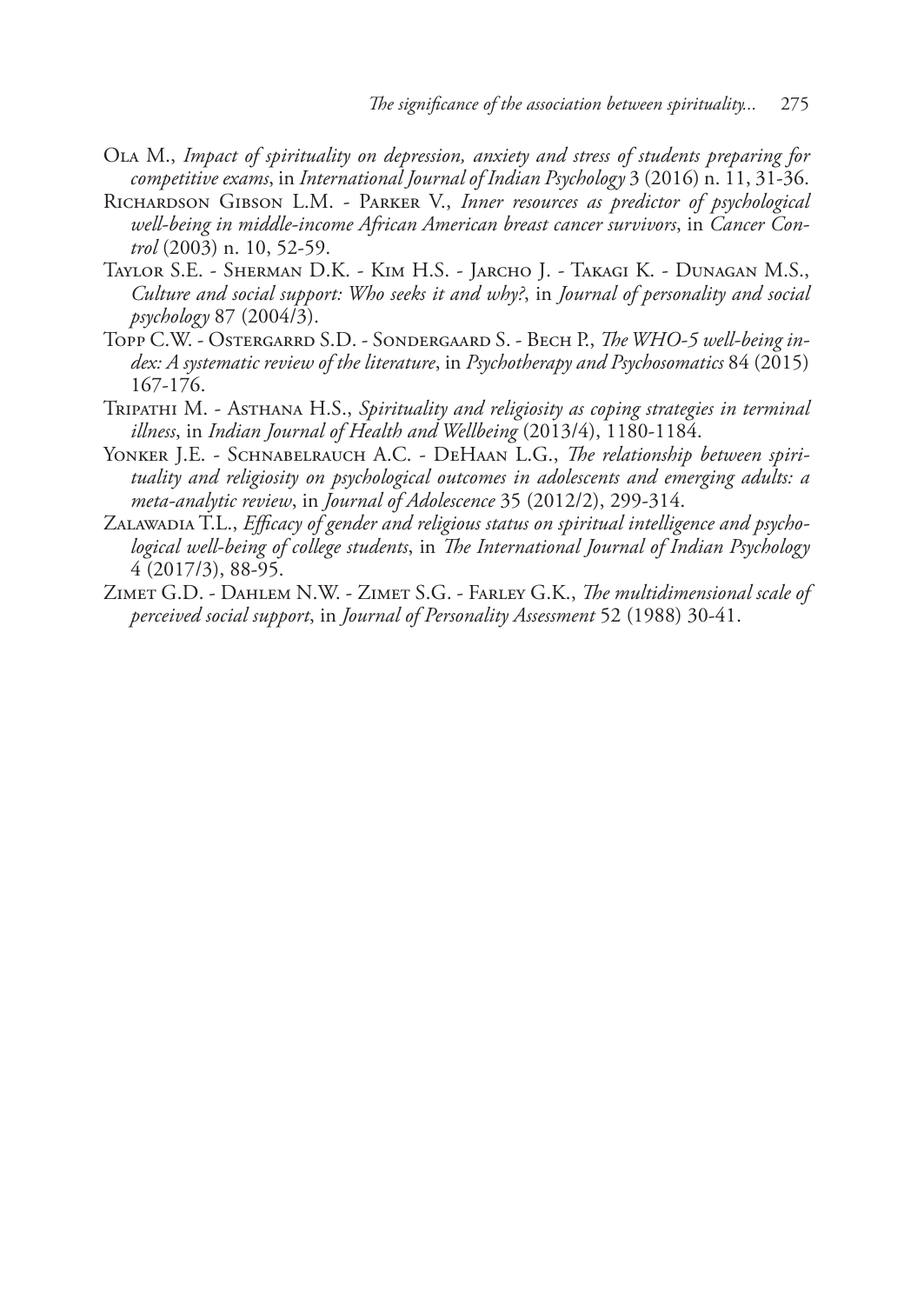Ola M., *Impact of spirituality on depression, anxiety and stress of students preparing for competitive exams*, in *International Journal of Indian Psychology* 3 (2016) n. 11, 31-36.

Richardson Gibson L.M. - Parker V., *Inner resources as predictor of psychological well-being in middle-income African American breast cancer survivors*, in *Cancer Control* (2003) n. 10, 52-59.

Taylor S.E. - Sherman D.K. - Kim H.S. - Jarcho J. - Takagi K. - Dunagan M.S., *Culture and social support: Who seeks it and why?*, in *Journal of personality and social psychology* 87 (2004/3).

Topp C.W. - Ostergarrd S.D. - Sondergaard S. - Bech P., *The WHO-5 well-being index: A systematic review of the literature*, in *Psychotherapy and Psychosomatics* 84 (2015) 167-176.

Tripathi M. - Asthana H.S., *Spirituality and religiosity as coping strategies in terminal illness*, in *Indian Journal of Health and Wellbeing* (2013/4), 1180-1184.

Yonker J.E. - Schnabelrauch A.C. - DeHaan L.G., *The relationship between spirituality and religiosity on psychological outcomes in adolescents and emerging adults: a meta-analytic review*, in *Journal of Adolescence* 35 (2012/2), 299-314.

Zalawadia T.L., *Efficacy of gender and religious status on spiritual intelligence and psychological well-being of college students*, in *The International Journal of Indian Psychology* 4 (2017/3), 88-95.

Zimet G.D. - Dahlem N.W. - Zimet S.G. - Farley G.K., *The multidimensional scale of perceived social support*, in *Journal of Personality Assessment* 52 (1988) 30-41.